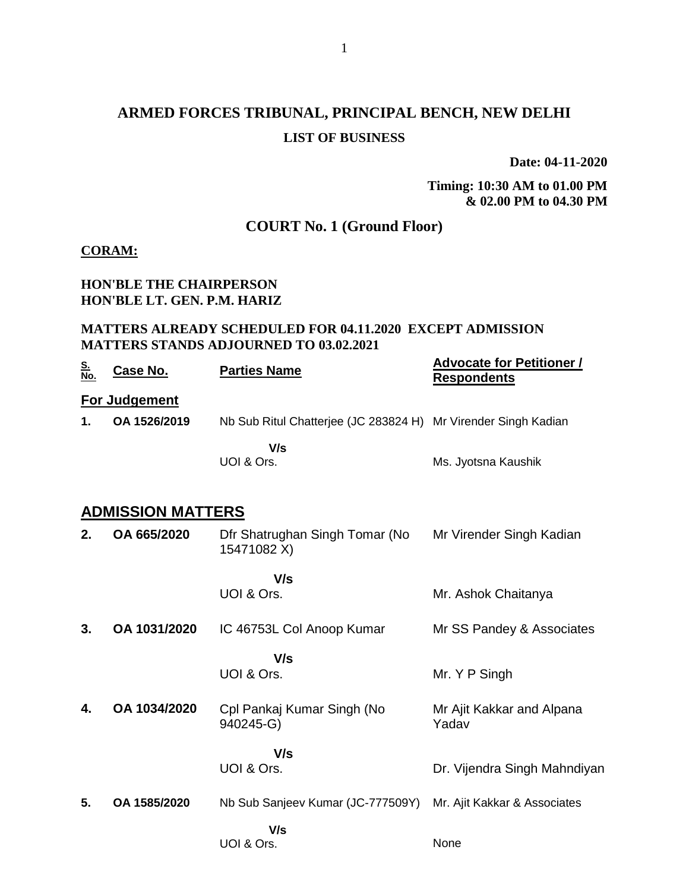# ARMED FORCES TRIBUNAL, PRINCIPAL BENCH, NEW DELHI

## LIST OF BUSINESS

**Date: 04-11-2020**

**Timing: 10:30 AM to 01.00 PM & 02.00 PM to 04.30 PM**

## COURT No. 1 (Ground Floor)

**CORAM:**

**HON'BLE THE CHAIRPERSON**
**HON'BLE LT. GEN. P.M. HARIZ**

**MATTERS ALREADY SCHEDULED FOR 04.11.2020 EXCEPT ADMISSION MATTERS STANDS ADJOURNED TO 03.02.2021**

| S. No. | Case No. | Parties Name | Advocate for Petitioner / Respondents |
|---|---|---|---|
| **For Judgement** | | | |
| **1.** | **OA 1526/2019** | Nb Sub Ritul Chatterjee (JC 283824 H) | Mr Virender Singh Kadian |
| | | **V/s** | |
| | | UOI & Ors. | Ms. Jyotsna Kaushik |

## ADMISSION MATTERS

| S. No. | Case No. | Parties Name | Advocate for Petitioner / Respondents |
|---|---|---|---|
| **2.** | **OA 665/2020** | Dfr Shatrughan Singh Tomar (No 15471082 X) | Mr Virender Singh Kadian |
| | | **V/s** | |
| | | UOI & Ors. | Mr. Ashok Chaitanya |
| **3.** | **OA 1031/2020** | IC 46753L Col Anoop Kumar | Mr SS Pandey & Associates |
| | | **V/s** | |
| | | UOI & Ors. | Mr. Y P Singh |
| **4.** | **OA 1034/2020** | Cpl Pankaj Kumar Singh (No 940245-G) | Mr Ajit Kakkar and Alpana Yadav |
| | | **V/s** | |
| | | UOI & Ors. | Dr. Vijendra Singh Mahndiyan |
| **5.** | **OA 1585/2020** | Nb Sub Sanjeev Kumar (JC-777509Y) | Mr. Ajit Kakkar & Associates |
| | | **V/s** | |
| | | UOI & Ors. | None |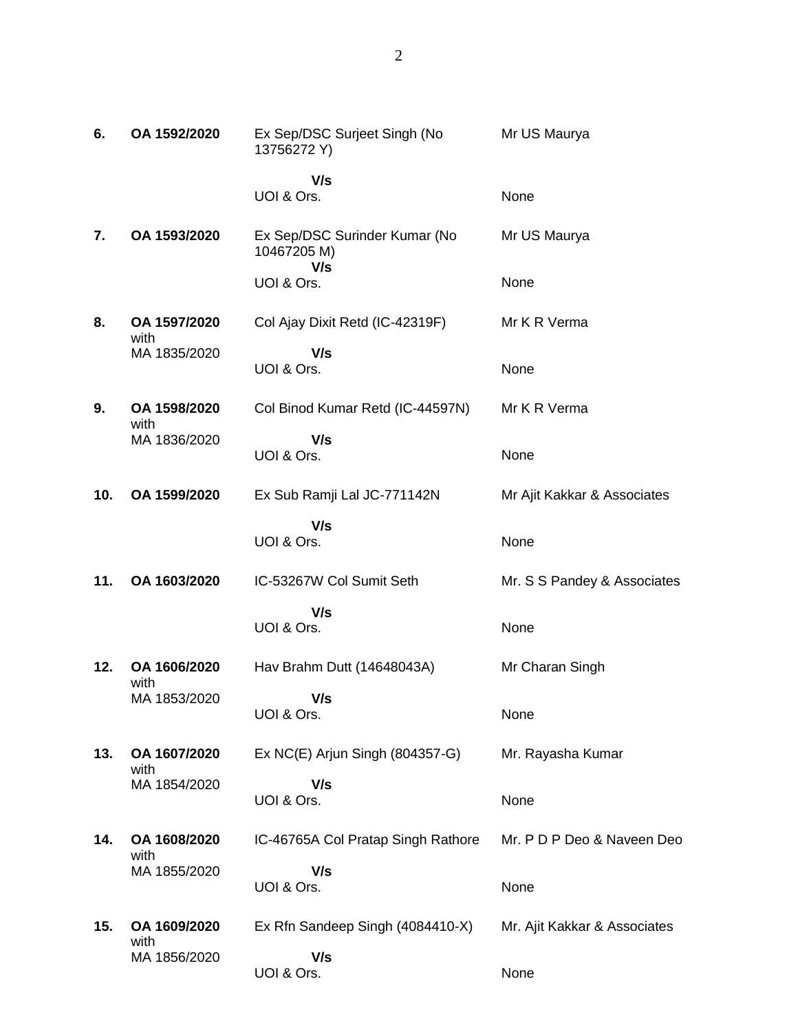| | | | |
|---|---|---|---|
| **6.** | **OA 1592/2020** | Ex Sep/DSC Surjeet Singh (No 13756272 Y)<br>**V/s**<br>UOI & Ors. | Mr US Maurya<br><br>None |
| **7.** | **OA 1593/2020** | Ex Sep/DSC Surinder Kumar (No 10467205 M)<br>**V/s**<br>UOI & Ors. | Mr US Maurya<br><br>None |
| **8.** | **OA 1597/2020** with MA 1835/2020 | Col Ajay Dixit Retd (IC-42319F)<br>**V/s**<br>UOI & Ors. | Mr K R Verma<br><br>None |
| **9.** | **OA 1598/2020** with MA 1836/2020 | Col Binod Kumar Retd (IC-44597N)<br>**V/s**<br>UOI & Ors. | Mr K R Verma<br><br>None |
| **10.** | **OA 1599/2020** | Ex Sub Ramji Lal JC-771142N<br>**V/s**<br>UOI & Ors. | Mr Ajit Kakkar & Associates<br><br>None |
| **11.** | **OA 1603/2020** | IC-53267W Col Sumit Seth<br>**V/s**<br>UOI & Ors. | Mr. S S Pandey & Associates<br><br>None |
| **12.** | **OA 1606/2020** with MA 1853/2020 | Hav Brahm Dutt (14648043A)<br>**V/s**<br>UOI & Ors. | Mr Charan Singh<br><br>None |
| **13.** | **OA 1607/2020** with MA 1854/2020 | Ex NC(E) Arjun Singh (804357-G)<br>**V/s**<br>UOI & Ors. | Mr. Rayasha Kumar<br><br>None |
| **14.** | **OA 1608/2020** with MA 1855/2020 | IC-46765A Col Pratap Singh Rathore<br>**V/s**<br>UOI & Ors. | Mr. P D P Deo & Naveen Deo<br><br>None |
| **15.** | **OA 1609/2020** with MA 1856/2020 | Ex Rfn Sandeep Singh (4084410-X)<br>**V/s**<br>UOI & Ors. | Mr. Ajit Kakkar & Associates<br><br>None |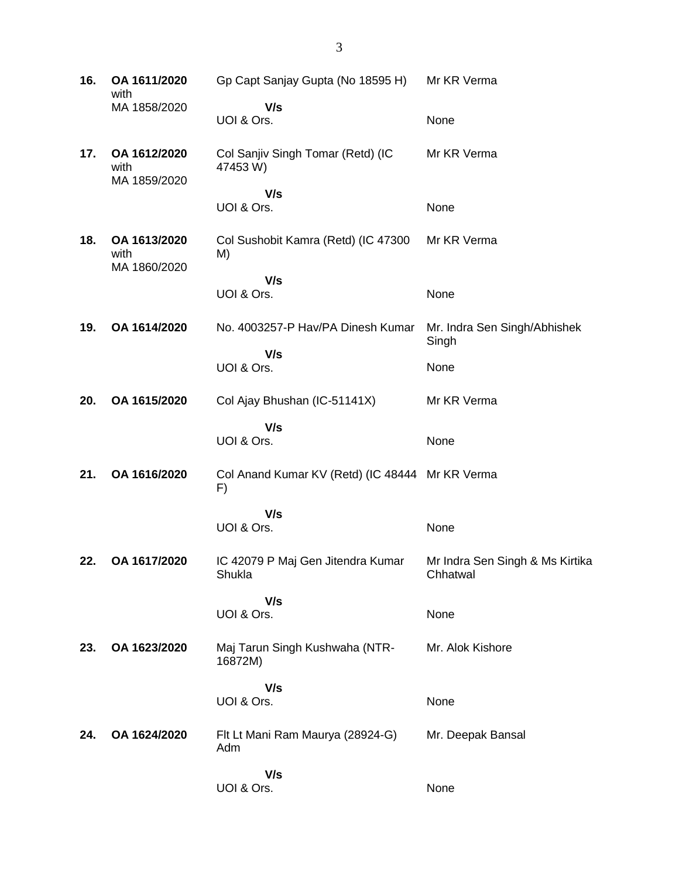| | | | |
|---|---|---|---|
| **16.** | **OA 1611/2020** with MA 1858/2020 | Gp Capt Sanjay Gupta (No 18595 H) | Mr KR Verma |
| | | **V/s** | |
| | | UOI & Ors. | None |
| **17.** | **OA 1612/2020** with MA 1859/2020 | Col Sanjiv Singh Tomar (Retd) (IC 47453 W) | Mr KR Verma |
| | | **V/s** | |
| | | UOI & Ors. | None |
| **18.** | **OA 1613/2020** with MA 1860/2020 | Col Sushobit Kamra (Retd) (IC 47300 M) | Mr KR Verma |
| | | **V/s** | |
| | | UOI & Ors. | None |
| **19.** | **OA 1614/2020** | No. 4003257-P Hav/PA Dinesh Kumar | Mr. Indra Sen Singh/Abhishek Singh |
| | | **V/s** | |
| | | UOI & Ors. | None |
| **20.** | **OA 1615/2020** | Col Ajay Bhushan (IC-51141X) | Mr KR Verma |
| | | **V/s** | |
| | | UOI & Ors. | None |
| **21.** | **OA 1616/2020** | Col Anand Kumar KV (Retd) (IC 48444 F) | Mr KR Verma |
| | | **V/s** | |
| | | UOI & Ors. | None |
| **22.** | **OA 1617/2020** | IC 42079 P Maj Gen Jitendra Kumar Shukla | Mr Indra Sen Singh & Ms Kirtika Chhatwal |
| | | **V/s** | |
| | | UOI & Ors. | None |
| **23.** | **OA 1623/2020** | Maj Tarun Singh Kushwaha (NTR-16872M) | Mr. Alok Kishore |
| | | **V/s** | |
| | | UOI & Ors. | None |
| **24.** | **OA 1624/2020** | Flt Lt Mani Ram Maurya (28924-G) Adm | Mr. Deepak Bansal |
| | | **V/s** | |
| | | UOI & Ors. | None |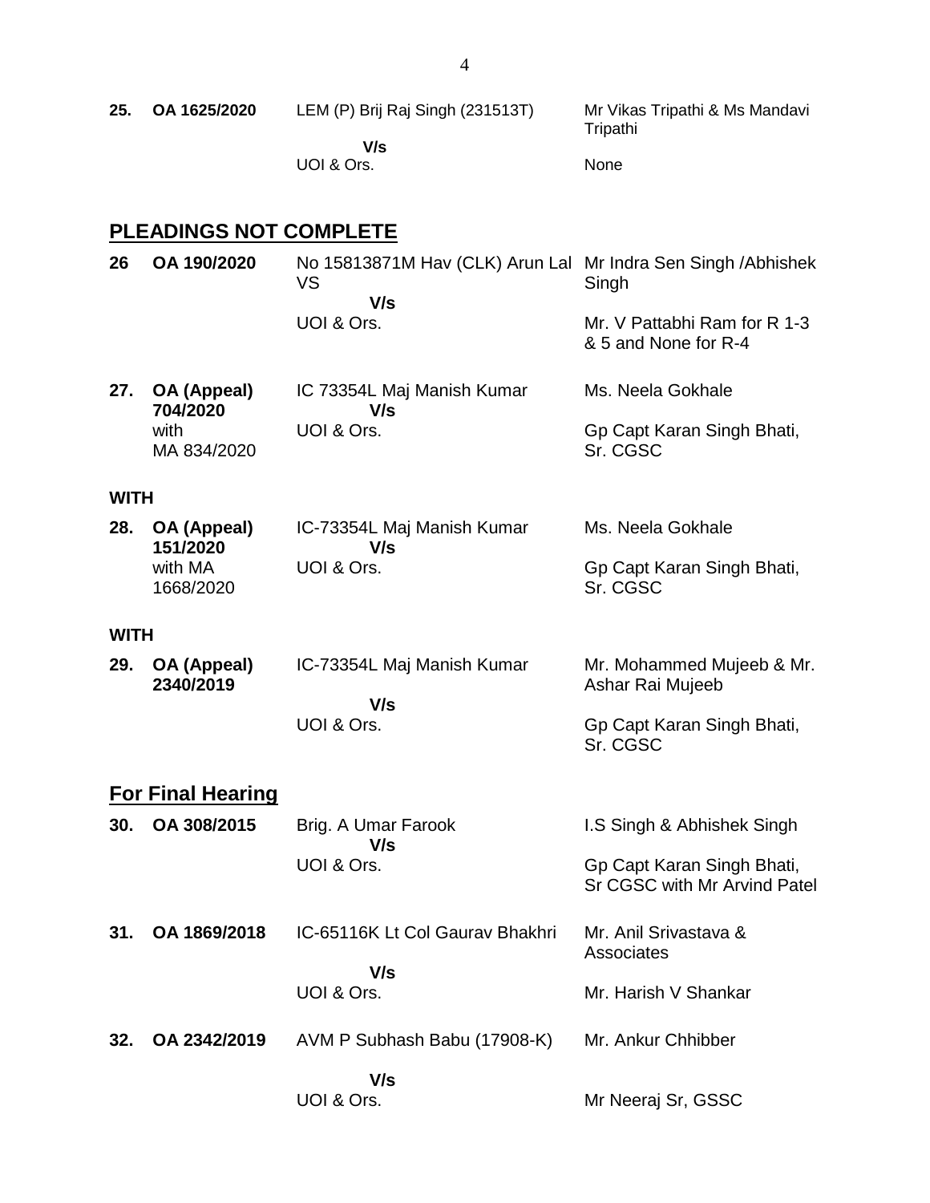| 25. | OA 1625/2020 | LEM (P) Brij Raj Singh (231513T) **V/s** UOI & Ors. | Mr Vikas Tripathi & Ms Mandavi Tripathi<br>None |
|---|---|---|---|

## PLEADINGS NOT COMPLETE

| | | | |
|---|---|---|---|
| 26 | **OA 190/2020** | No 15813871M Hav (CLK) Arun Lal VS **V/s** UOI & Ors. | Mr Indra Sen Singh /Abhishek Singh<br>Mr. V Pattabhi Ram for R 1-3 & 5 and None for R-4 |
| 27. | **OA (Appeal) 704/2020** with MA 834/2020 | IC 73354L Maj Manish Kumar **V/s** UOI & Ors. | Ms. Neela Gokhale<br>Gp Capt Karan Singh Bhati, Sr. CGSC |

**WITH**

| | | | |
|---|---|---|---|
| 28. | **OA (Appeal) 151/2020** with MA 1668/2020 | IC-73354L Maj Manish Kumar **V/s** UOI & Ors. | Ms. Neela Gokhale<br>Gp Capt Karan Singh Bhati, Sr. CGSC |

**WITH**

| | | | |
|---|---|---|---|
| 29. | **OA (Appeal) 2340/2019** | IC-73354L Maj Manish Kumar **V/s** UOI & Ors. | Mr. Mohammed Mujeeb & Mr. Ashar Rai Mujeeb<br>Gp Capt Karan Singh Bhati, Sr. CGSC |

## For Final Hearing

| | | | |
|---|---|---|---|
| 30. | **OA 308/2015** | Brig. A Umar Farook **V/s** UOI & Ors. | I.S Singh & Abhishek Singh<br>Gp Capt Karan Singh Bhati, Sr CGSC with Mr Arvind Patel |
| 31. | **OA 1869/2018** | IC-65116K Lt Col Gaurav Bhakhri **V/s** UOI & Ors. | Mr. Anil Srivastava & Associates<br>Mr. Harish V Shankar |
| 32. | **OA 2342/2019** | AVM P Subhash Babu (17908-K) **V/s** UOI & Ors. | Mr. Ankur Chhibber<br>Mr Neeraj Sr, GSSC |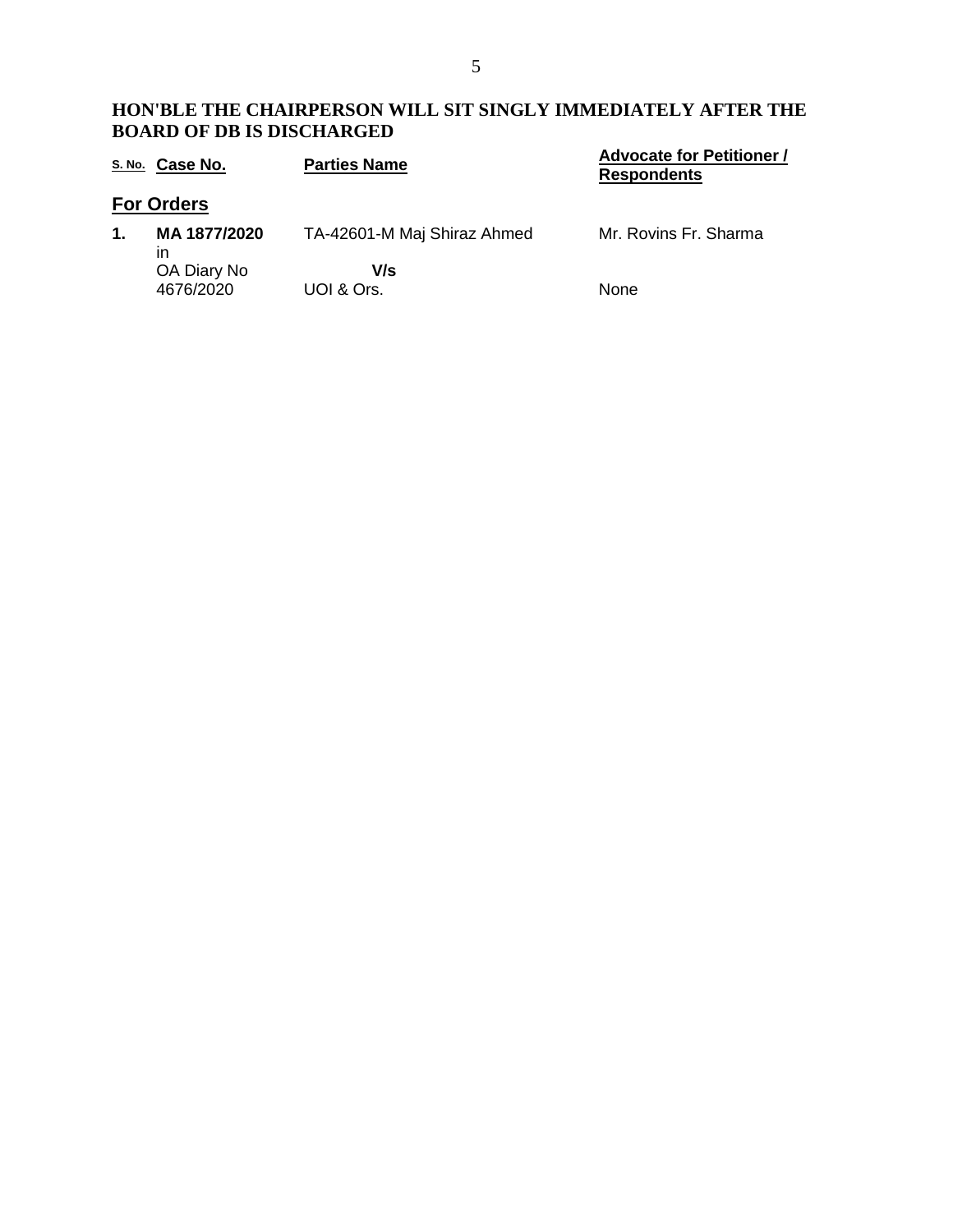**HON'BLE THE CHAIRPERSON WILL SIT SINGLY IMMEDIATELY AFTER THE BOARD OF DB IS DISCHARGED**

| S. No. | Case No. | Parties Name | Advocate for Petitioner / Respondents |
|---|---|---|---|
| **For Orders** | | | |
| **1.** | **MA 1877/2020** in OA Diary No 4676/2020 | TA-42601-M Maj Shiraz Ahmed **V/s** UOI & Ors. | Mr. Rovins Fr. Sharma<br>None |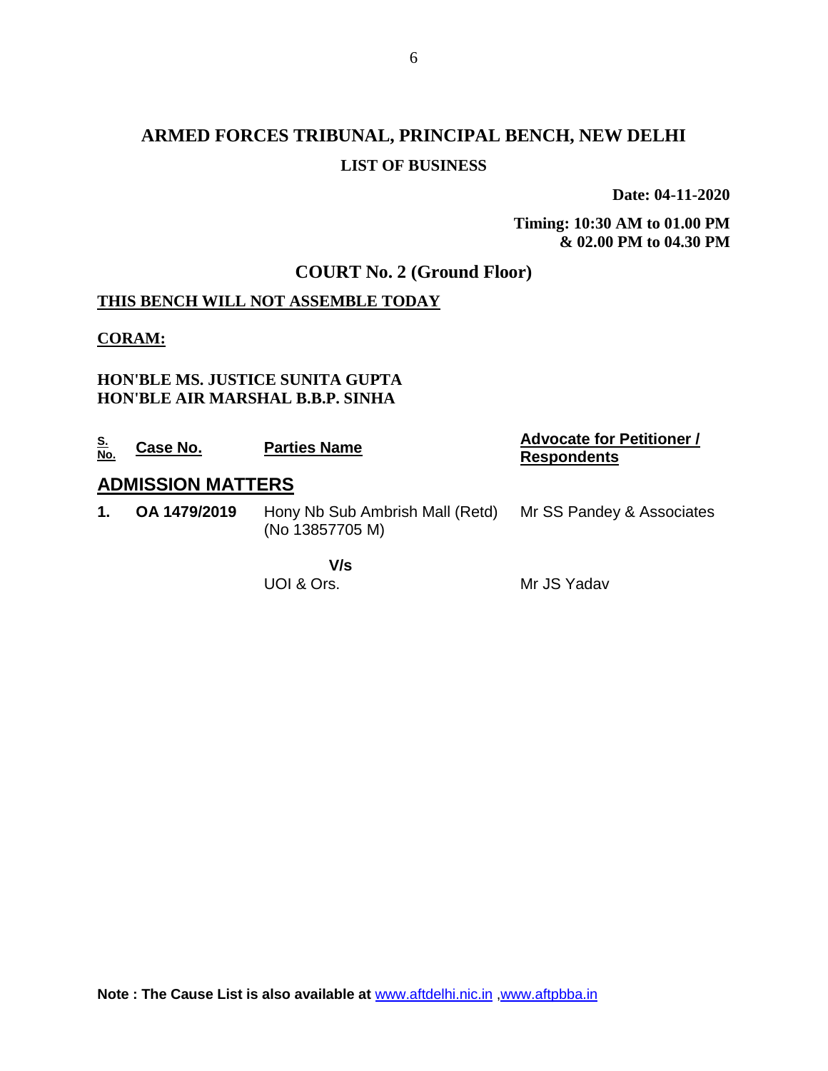# ARMED FORCES TRIBUNAL, PRINCIPAL BENCH, NEW DELHI

## LIST OF BUSINESS

**Date: 04-11-2020**

**Timing: 10:30 AM to 01.00 PM & 02.00 PM to 04.30 PM**

## COURT No. 2 (Ground Floor)

**THIS BENCH WILL NOT ASSEMBLE TODAY**

**CORAM:**

**HON'BLE MS. JUSTICE SUNITA GUPTA**
**HON'BLE AIR MARSHAL B.B.P. SINHA**

| S. No. | Case No. | Parties Name | Advocate for Petitioner / Respondents |
|---|---|---|---|
| **ADMISSION MATTERS** | | | |
| **1.** | **OA 1479/2019** | Hony Nb Sub Ambrish Mall (Retd) (No 13857705 M) | Mr SS Pandey & Associates |
| | | **V/s** | |
| | | UOI & Ors. | Mr JS Yadav |

**Note : The Cause List is also available at** www.aftdelhi.nic.in ,www.aftpbba.in